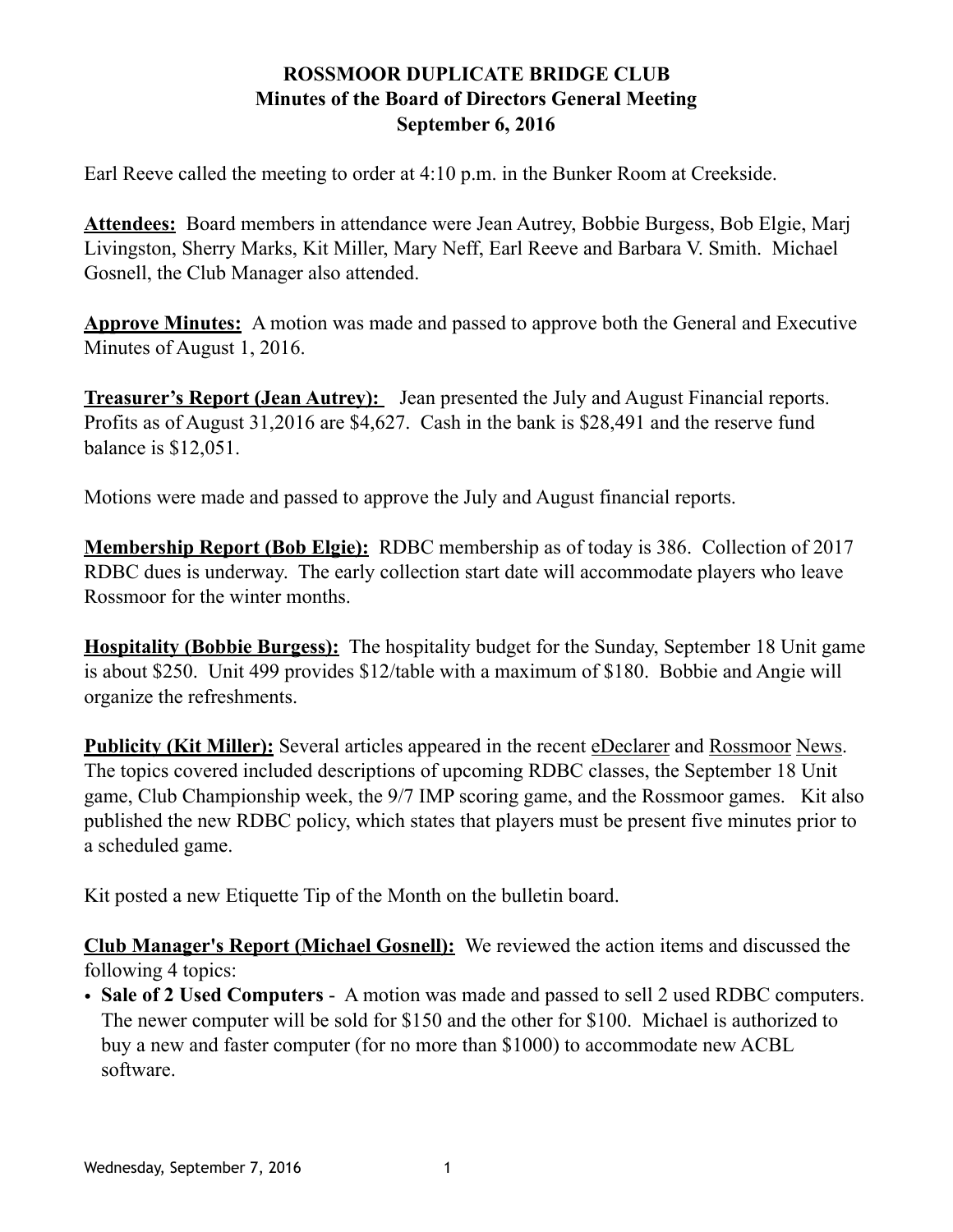# ROSSMOOR DUPLICATE BRIDGE CLUB

## Minutes of the Board of Directors General Meeting

### September 6, 2016

Earl Reeve called the meeting to order at 4:10 p.m. in the Bunker Room at Creekside.

**Attendees:** Board members in attendance were Jean Autrey, Bobbie Burgess, Bob Elgie, Marj Livingston, Sherry Marks, Kit Miller, Mary Neff, Earl Reeve and Barbara V. Smith. Michael Gosnell, the Club Manager also attended.

**Approve Minutes:** A motion was made and passed to approve both the General and Executive Minutes of August 1, 2016.

**Treasurer's Report (Jean Autrey):** Jean presented the July and August Financial reports. Profits as of August 31,2016 are $4,627. Cash in the bank is $28,491 and the reserve fund balance is $12,051.

Motions were made and passed to approve the July and August financial reports.

**Membership Report (Bob Elgie):** RDBC membership as of today is 386. Collection of 2017 RDBC dues is underway. The early collection start date will accommodate players who leave Rossmoor for the winter months.

**Hospitality (Bobbie Burgess):** The hospitality budget for the Sunday, September 18 Unit game is about $250. Unit 499 provides $12/table with a maximum of $180. Bobbie and Angie will organize the refreshments.

**Publicity (Kit Miller):** Several articles appeared in the recent eDeclarer and Rossmoor News. The topics covered included descriptions of upcoming RDBC classes, the September 18 Unit game, Club Championship week, the 9/7 IMP scoring game, and the Rossmoor games. Kit also published the new RDBC policy, which states that players must be present five minutes prior to a scheduled game.

Kit posted a new Etiquette Tip of the Month on the bulletin board.

**Club Manager's Report (Michael Gosnell):** We reviewed the action items and discussed the following 4 topics:

- **Sale of 2 Used Computers** - A motion was made and passed to sell 2 used RDBC computers. The newer computer will be sold for $150 and the other for $100. Michael is authorized to buy a new and faster computer (for no more than $1000) to accommodate new ACBL software.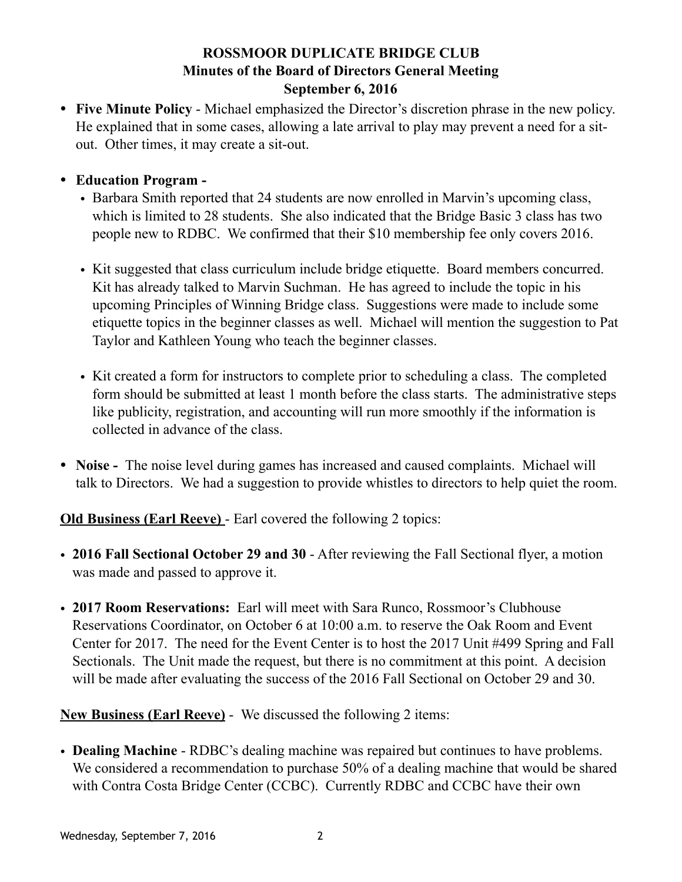# ROSSMOOR DUPLICATE BRIDGE CLUB
## Minutes of the Board of Directors General Meeting
### September 6, 2016

- **Five Minute Policy** - Michael emphasized the Director's discretion phrase in the new policy. He explained that in some cases, allowing a late arrival to play may prevent a need for a sit-out. Other times, it may create a sit-out.

- **Education Program -**
  - Barbara Smith reported that 24 students are now enrolled in Marvin's upcoming class, which is limited to 28 students. She also indicated that the Bridge Basic 3 class has two people new to RDBC. We confirmed that their $10 membership fee only covers 2016.

  - Kit suggested that class curriculum include bridge etiquette. Board members concurred. Kit has already talked to Marvin Suchman. He has agreed to include the topic in his upcoming Principles of Winning Bridge class. Suggestions were made to include some etiquette topics in the beginner classes as well. Michael will mention the suggestion to Pat Taylor and Kathleen Young who teach the beginner classes.

  - Kit created a form for instructors to complete prior to scheduling a class. The completed form should be submitted at least 1 month before the class starts. The administrative steps like publicity, registration, and accounting will run more smoothly if the information is collected in advance of the class.

- **Noise -** The noise level during games has increased and caused complaints. Michael will talk to Directors. We had a suggestion to provide whistles to directors to help quiet the room.

**Old Business (Earl Reeve)** - Earl covered the following 2 topics:

- **2016 Fall Sectional October 29 and 30** - After reviewing the Fall Sectional flyer, a motion was made and passed to approve it.

- **2017 Room Reservations:** Earl will meet with Sara Runco, Rossmoor's Clubhouse Reservations Coordinator, on October 6 at 10:00 a.m. to reserve the Oak Room and Event Center for 2017. The need for the Event Center is to host the 2017 Unit #499 Spring and Fall Sectionals. The Unit made the request, but there is no commitment at this point. A decision will be made after evaluating the success of the 2016 Fall Sectional on October 29 and 30.

**New Business (Earl Reeve)** - We discussed the following 2 items:

- **Dealing Machine** - RDBC's dealing machine was repaired but continues to have problems. We considered a recommendation to purchase 50% of a dealing machine that would be shared with Contra Costa Bridge Center (CCBC). Currently RDBC and CCBC have their own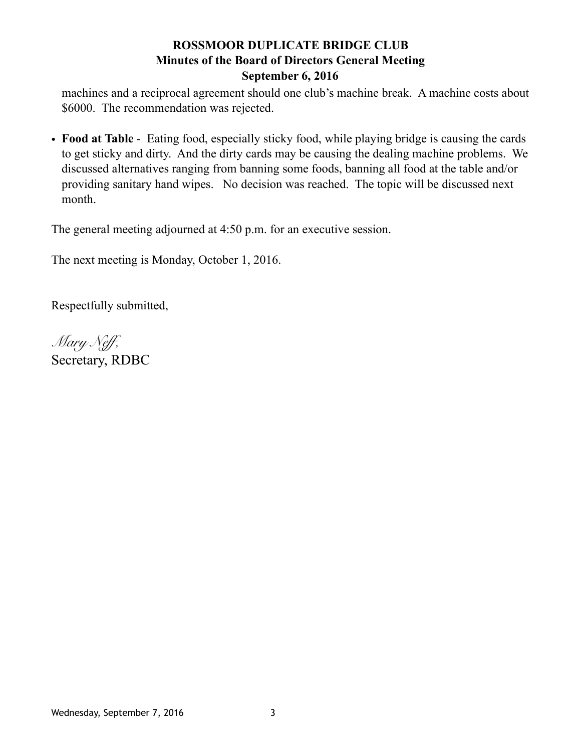machines and a reciprocal agreement should one club's machine break. A machine costs about $6000. The recommendation was rejected.

- **Food at Table** - Eating food, especially sticky food, while playing bridge is causing the cards to get sticky and dirty. And the dirty cards may be causing the dealing machine problems. We discussed alternatives ranging from banning some foods, banning all food at the table and/or providing sanitary hand wipes. No decision was reached. The topic will be discussed next month.

The general meeting adjourned at 4:50 p.m. for an executive session.

The next meeting is Monday, October 1, 2016.

Respectfully submitted,

*Mary Neff,*
Secretary, RDBC